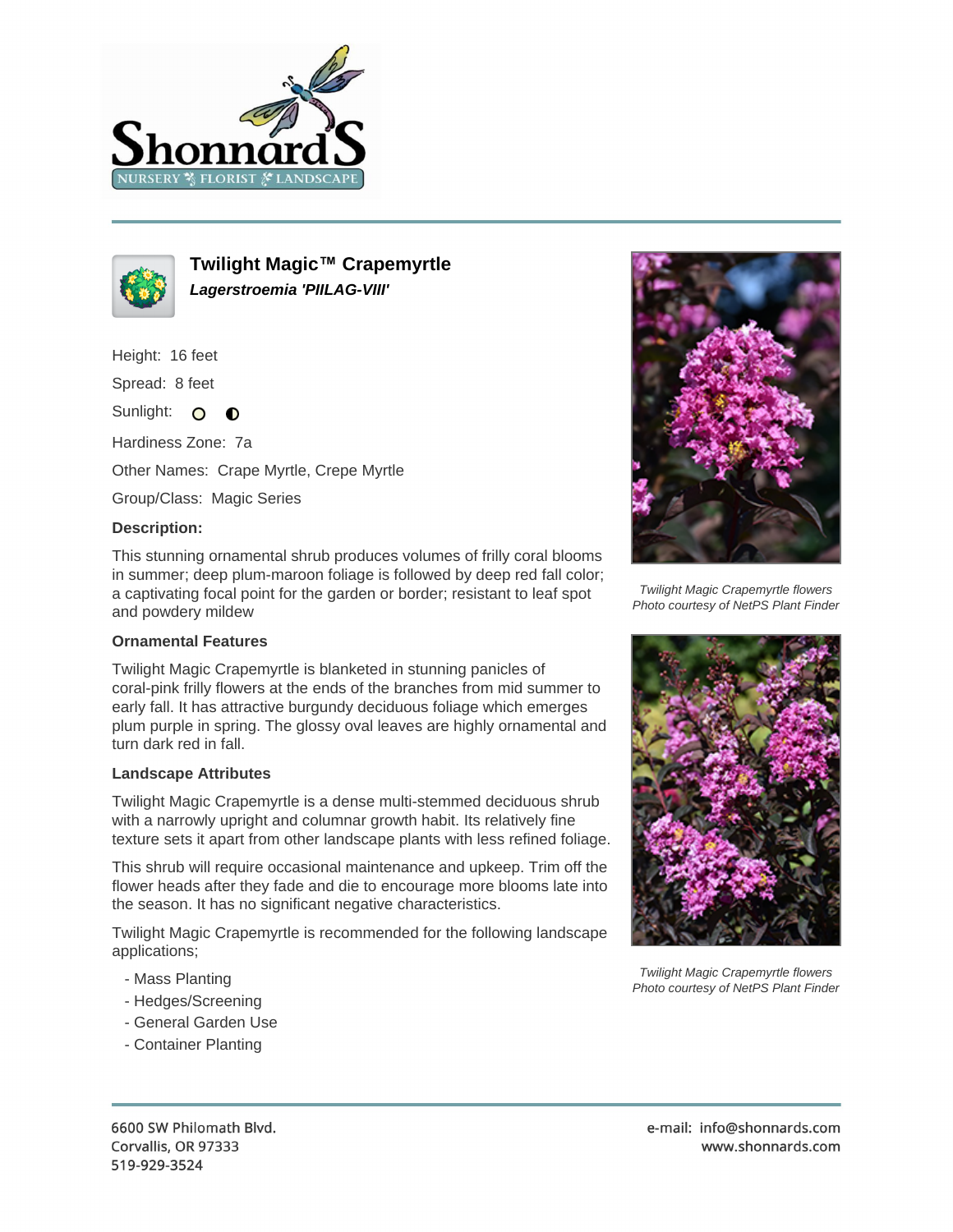# Twilight Magic™ Crapemyrtle

***Lagerstroemia 'PIILAG-VIII'***

Height: 16 feet

Spread: 8 feet

Sunlight:

Hardiness Zone: 7a

Other Names: Crape Myrtle, Crepe Myrtle

Group/Class: Magic Series

**Description:**

This stunning ornamental shrub produces volumes of frilly coral blooms in summer; deep plum-maroon foliage is followed by deep red fall color; a captivating focal point for the garden or border; resistant to leaf spot and powdery mildew

### Ornamental Features

Twilight Magic Crapemyrtle is blanketed in stunning panicles of coral-pink frilly flowers at the ends of the branches from mid summer to early fall. It has attractive burgundy deciduous foliage which emerges plum purple in spring. The glossy oval leaves are highly ornamental and turn dark red in fall.

### Landscape Attributes

Twilight Magic Crapemyrtle is a dense multi-stemmed deciduous shrub with a narrowly upright and columnar growth habit. Its relatively fine texture sets it apart from other landscape plants with less refined foliage.

This shrub will require occasional maintenance and upkeep. Trim off the flower heads after they fade and die to encourage more blooms late into the season. It has no significant negative characteristics.

Twilight Magic Crapemyrtle is recommended for the following landscape applications;

- Mass Planting
- Hedges/Screening
- General Garden Use
- Container Planting

*Twilight Magic Crapemyrtle flowers*
*Photo courtesy of NetPS Plant Finder*

*Twilight Magic Crapemyrtle flowers*
*Photo courtesy of NetPS Plant Finder*

6600 SW Philomath Blvd.
Corvallis, OR 97333
519-929-3524

e-mail: info@shonnards.com
www.shonnards.com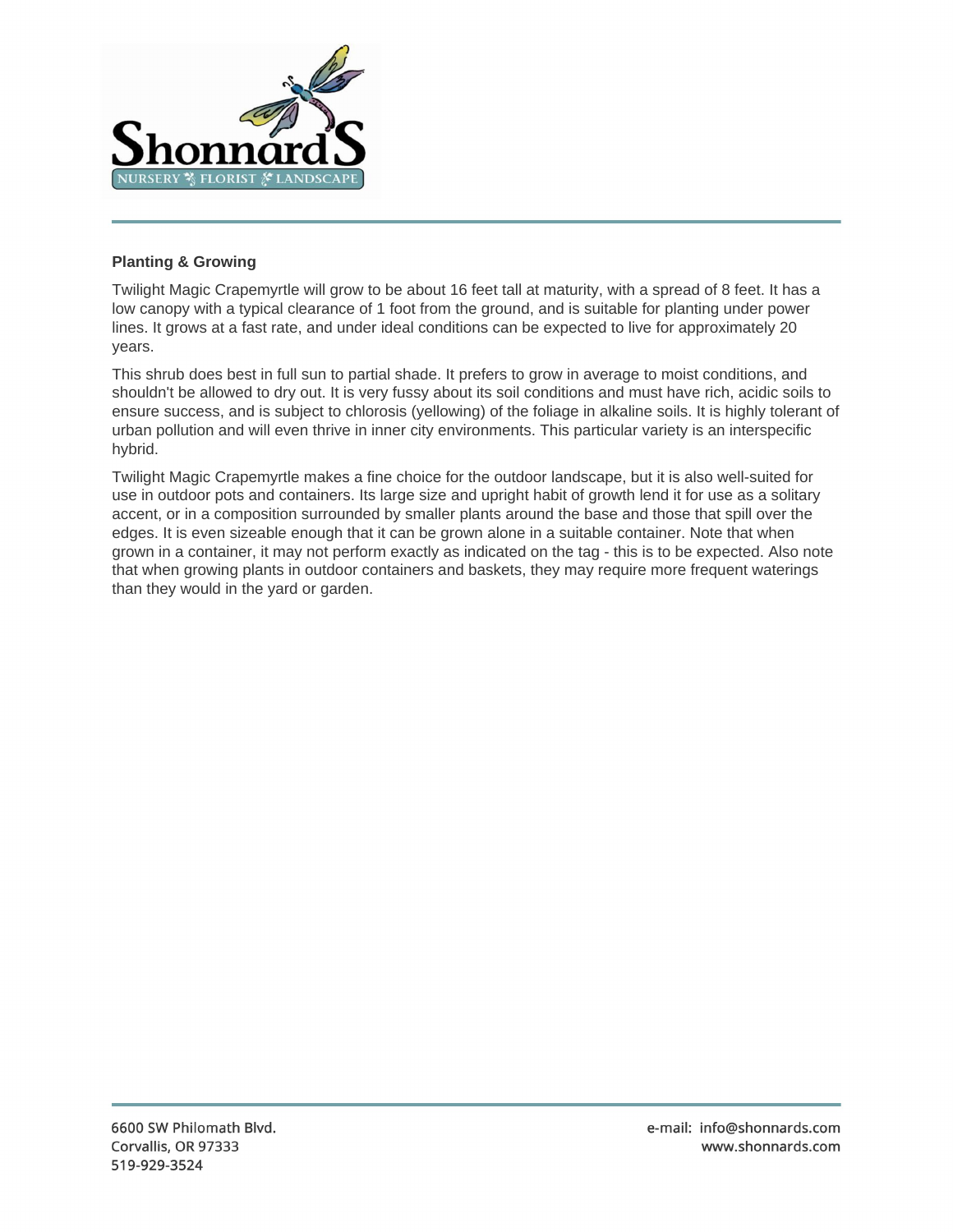**Planting & Growing**

Twilight Magic Crapemyrtle will grow to be about 16 feet tall at maturity, with a spread of 8 feet. It has a low canopy with a typical clearance of 1 foot from the ground, and is suitable for planting under power lines. It grows at a fast rate, and under ideal conditions can be expected to live for approximately 20 years.

This shrub does best in full sun to partial shade. It prefers to grow in average to moist conditions, and shouldn't be allowed to dry out. It is very fussy about its soil conditions and must have rich, acidic soils to ensure success, and is subject to chlorosis (yellowing) of the foliage in alkaline soils. It is highly tolerant of urban pollution and will even thrive in inner city environments. This particular variety is an interspecific hybrid.

Twilight Magic Crapemyrtle makes a fine choice for the outdoor landscape, but it is also well-suited for use in outdoor pots and containers. Its large size and upright habit of growth lend it for use as a solitary accent, or in a composition surrounded by smaller plants around the base and those that spill over the edges. It is even sizeable enough that it can be grown alone in a suitable container. Note that when grown in a container, it may not perform exactly as indicated on the tag - this is to be expected. Also note that when growing plants in outdoor containers and baskets, they may require more frequent waterings than they would in the yard or garden.